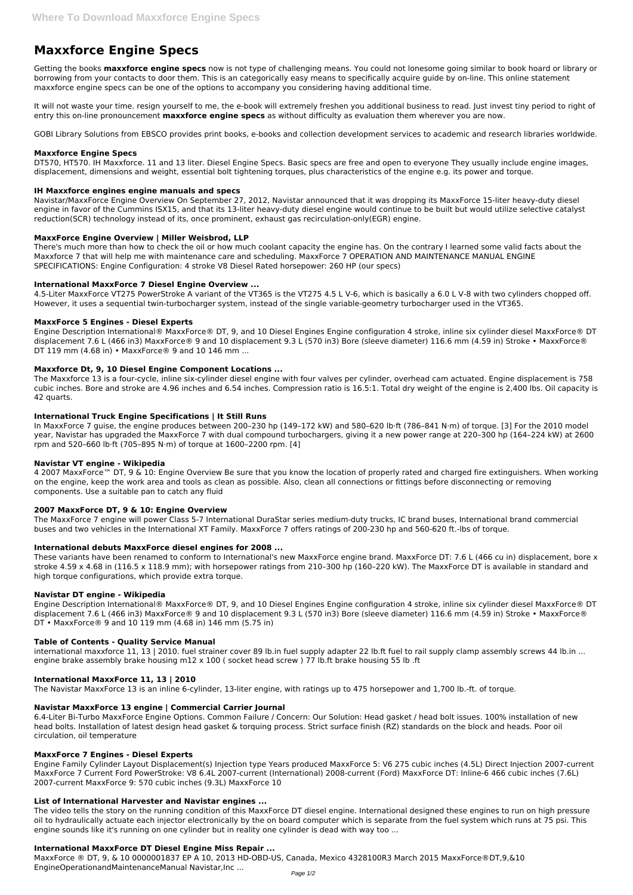# Maxxforce Engine Specs

Getting the books **maxxforce engine specs** now is not type of challenging means. You could not lonesome going similar to book hoard or library or borrowing from your contacts to door them. This is an categorically easy means to specifically acquire guide by on-line. This online statement maxxforce engine specs can be one of the options to accompany you considering having additional time.

It will not waste your time. resign yourself to me, the e-book will extremely freshen you additional business to read. Just invest tiny period to right of entry this on-line pronouncement **maxxforce engine specs** as without difficulty as evaluation them wherever you are now.

GOBI Library Solutions from EBSCO provides print books, e-books and collection development services to academic and research libraries worldwide.

### Maxxforce Engine Specs

DT570, HT570. IH Maxxforce. 11 and 13 liter. Diesel Engine Specs. Basic specs are free and open to everyone They usually include engine images, displacement, dimensions and weight, essential bolt tightening torques, plus characteristics of the engine e.g. its power and torque.

### IH Maxxforce engines engine manuals and specs

Navistar/MaxxForce Engine Overview On September 27, 2012, Navistar announced that it was dropping its MaxxForce 15-liter heavy-duty diesel engine in favor of the Cummins ISX15, and that its 13-liter heavy-duty diesel engine would continue to be built but would utilize selective catalyst reduction(SCR) technology instead of its, once prominent, exhaust gas recirculation-only(EGR) engine.

### MaxxForce Engine Overview | Miller Weisbrod, LLP

There's much more than how to check the oil or how much coolant capacity the engine has. On the contrary I learned some valid facts about the Maxxforce 7 that will help me with maintenance care and scheduling. MaxxForce 7 OPERATION AND MAINTENANCE MANUAL ENGINE SPECIFICATIONS: Engine Configuration: 4 stroke V8 Diesel Rated horsepower: 260 HP (our specs)

### International MaxxForce 7 Diesel Engine Overview ...

4.5-Liter MaxxForce VT275 PowerStroke A variant of the VT365 is the VT275 4.5 L V-6, which is basically a 6.0 L V-8 with two cylinders chopped off. However, it uses a sequential twin-turbocharger system, instead of the single variable-geometry turbocharger used in the VT365.

### MaxxForce 5 Engines - Diesel Experts

Engine Description International® MaxxForce® DT, 9, and 10 Diesel Engines Engine configuration 4 stroke, inline six cylinder diesel MaxxForce® DT displacement 7.6 L (466 in3) MaxxForce® 9 and 10 displacement 9.3 L (570 in3) Bore (sleeve diameter) 116.6 mm (4.59 in) Stroke • MaxxForce® DT 119 mm (4.68 in) • MaxxForce® 9 and 10 146 mm ...

### Maxxforce Dt, 9, 10 Diesel Engine Component Locations ...

The Maxxforce 13 is a four-cycle, inline six-cylinder diesel engine with four valves per cylinder, overhead cam actuated. Engine displacement is 758 cubic inches. Bore and stroke are 4.96 inches and 6.54 inches. Compression ratio is 16.5:1. Total dry weight of the engine is 2,400 lbs. Oil capacity is 42 quarts.

### International Truck Engine Specifications | It Still Runs

In MaxxForce 7 guise, the engine produces between 200–230 hp (149–172 kW) and 580–620 lb·ft (786–841 N·m) of torque. [3] For the 2010 model year, Navistar has upgraded the MaxxForce 7 with dual compound turbochargers, giving it a new power range at 220–300 hp (164–224 kW) at 2600 rpm and 520–660 lb·ft (705–895 N·m) of torque at 1600–2200 rpm. [4]

### Navistar VT engine - Wikipedia

4 2007 MaxxForce™ DT, 9 & 10: Engine Overview Be sure that you know the location of properly rated and charged fire extinguishers. When working on the engine, keep the work area and tools as clean as possible. Also, clean all connections or fittings before disconnecting or removing components. Use a suitable pan to catch any fluid

### 2007 MaxxForce DT, 9 & 10: Engine Overview

The MaxxForce 7 engine will power Class 5-7 International DuraStar series medium-duty trucks, IC brand buses, International brand commercial buses and two vehicles in the International XT Family. MaxxForce 7 offers ratings of 200-230 hp and 560-620 ft.-lbs of torque.

### International debuts MaxxForce diesel engines for 2008 ...

These variants have been renamed to conform to International's new MaxxForce engine brand. MaxxForce DT: 7.6 L (466 cu in) displacement, bore x stroke 4.59 x 4.68 in (116.5 x 118.9 mm); with horsepower ratings from 210–300 hp (160–220 kW). The MaxxForce DT is available in standard and high torque configurations, which provide extra torque.

### Navistar DT engine - Wikipedia

Engine Description International® MaxxForce® DT, 9, and 10 Diesel Engines Engine configuration 4 stroke, inline six cylinder diesel MaxxForce® DT displacement 7.6 L (466 in3) MaxxForce® 9 and 10 displacement 9.3 L (570 in3) Bore (sleeve diameter) 116.6 mm (4.59 in) Stroke • MaxxForce® DT • MaxxForce® 9 and 10 119 mm (4.68 in) 146 mm (5.75 in)

### Table of Contents - Quality Service Manual

international maxxforce 11, 13 | 2010. fuel strainer cover 89 lb.in fuel supply adapter 22 lb.ft fuel to rail supply clamp assembly screws 44 lb.in ... engine brake assembly brake housing m12 x 100 ( socket head screw ) 77 lb.ft brake housing 55 lb .ft

### International MaxxForce 11, 13 | 2010

The Navistar MaxxForce 13 is an inline 6-cylinder, 13-liter engine, with ratings up to 475 horsepower and 1,700 lb.-ft. of torque.

### Navistar MaxxForce 13 engine | Commercial Carrier Journal

6.4-Liter Bi-Turbo MaxxForce Engine Options. Common Failure / Concern: Our Solution: Head gasket / head bolt issues. 100% installation of new head bolts. Installation of latest design head gasket & torquing process. Strict surface finish (RZ) standards on the block and heads. Poor oil circulation, oil temperature

### MaxxForce 7 Engines - Diesel Experts

Engine Family Cylinder Layout Displacement(s) Injection type Years produced MaxxForce 5: V6 275 cubic inches (4.5L) Direct Injection 2007-current MaxxForce 7 Current Ford PowerStroke: V8 6.4L 2007-current (International) 2008-current (Ford) MaxxForce DT: Inline-6 466 cubic inches (7.6L) 2007-current MaxxForce 9: 570 cubic inches (9.3L) MaxxForce 10

### List of International Harvester and Navistar engines ...

The video tells the story on the running condition of this MaxxForce DT diesel engine. International designed these engines to run on high pressure oil to hydraulically actuate each injector electronically by the on board computer which is separate from the fuel system which runs at 75 psi. This engine sounds like it's running on one cylinder but in reality one cylinder is dead with way too ...

### International MaxxForce DT Diesel Engine Miss Repair ...

MaxxForce ® DT, 9, & 10 0000001837 EP A 10, 2013 HD-OBD-US, Canada, Mexico 4328100R3 March 2015 MaxxForce®DT,9,&10 EngineOperationandMaintenanceManual Navistar,Inc ...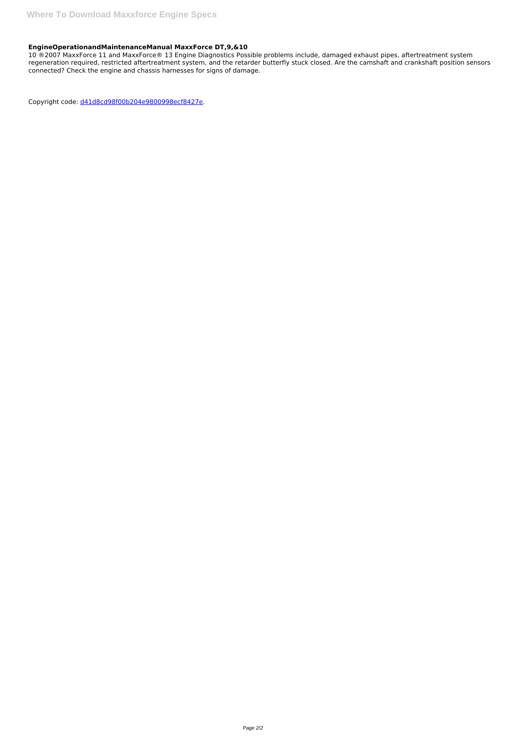**EngineOperationandMaintenanceManual MaxxForce DT,9,&10**

10 ®2007 MaxxForce 11 and MaxxForce® 13 Engine Diagnostics Possible problems include, damaged exhaust pipes, aftertreatment system regeneration required, restricted aftertreatment system, and the retarder butterfly stuck closed. Are the camshaft and crankshaft position sensors connected? Check the engine and chassis harnesses for signs of damage.

Copyright code: d41d8cd98f00b204e9800998ecf8427e.